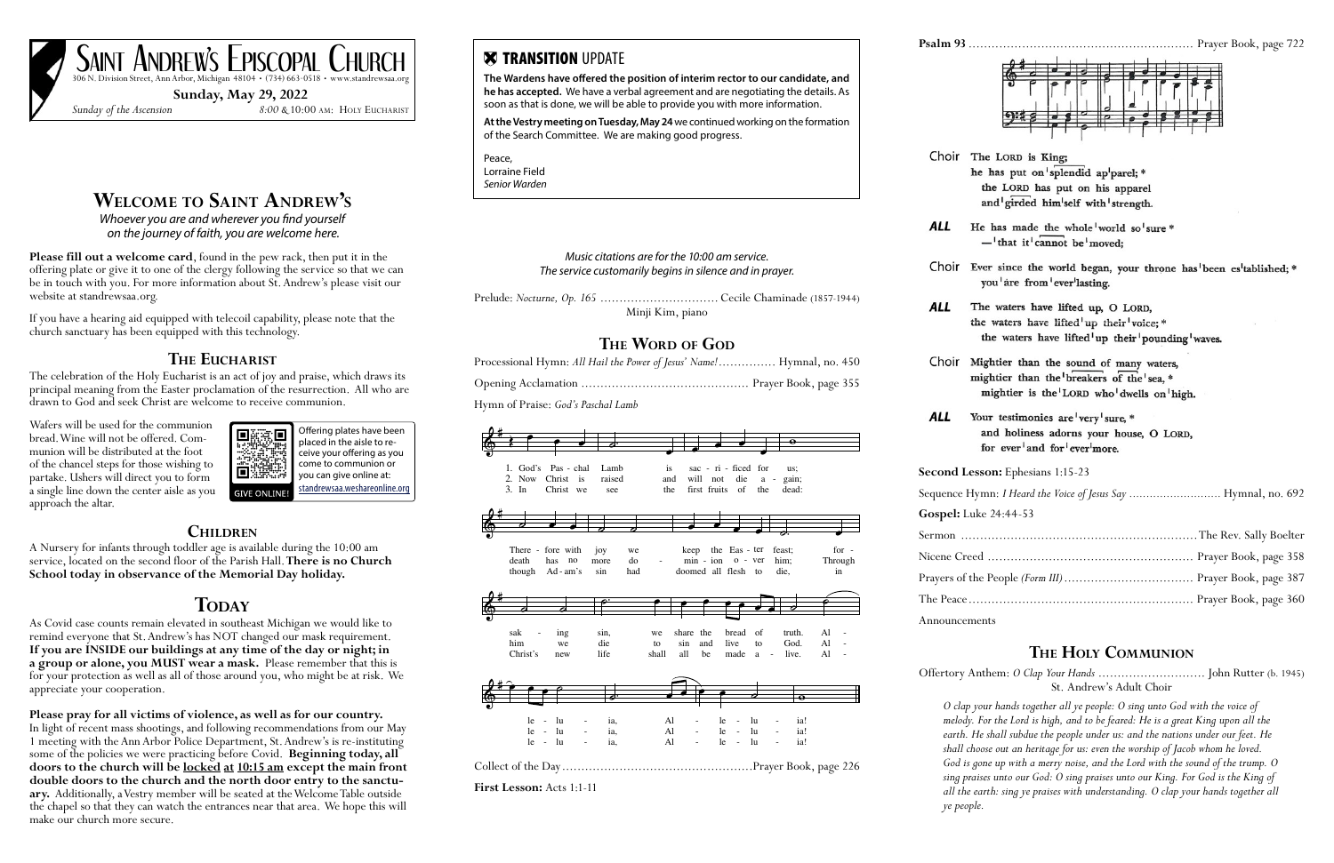# Saint Andrew's Episcopal Church

306 N. Division Street, Ann Arbor, Michigan 48104 • (734) 663-0518 • www.standrewsaa.org

**Sunday, May 29, 2022**

*Sunday of the Ascension* — 8:00 & 10:00 AM: Holy Eucharist

## Welcome to Saint Andrew's

*Whoever you are and wherever you find yourself on the journey of faith, you are welcome here.*

**Please fill out a welcome card**, found in the pew rack, then put it in the offering plate or give it to one of the clergy following the service so that we can be in touch with you. For more information about St. Andrew's please visit our website at standrewsaa.org.

If you have a hearing aid equipped with telecoil capability, please note that the church sanctuary has been equipped with this technology.

### The Eucharist

The celebration of the Holy Eucharist is an act of joy and praise, which draws its principal meaning from the Easter proclamation of the resurrection. All who are drawn to God and seek Christ are welcome to receive communion.

Wafers will be used for the communion bread. Wine will not be offered. Communion will be distributed at the foot of the chancel steps for those wishing to partake. Ushers will direct you to form a single line down the center aisle as you approach the altar.

Offering plates have been placed in the aisle to receive your offering as you come to communion or you can give online at: standrewsaa.weshareonline.org

GIVE ONLINE!

### Children

A Nursery for infants through toddler age is available during the 10:00 am service, located on the second floor of the Parish Hall. **There is no Church School today in observance of the Memorial Day holiday.**

## Today

As Covid case counts remain elevated in southeast Michigan we would like to remind everyone that St. Andrew's has NOT changed our mask requirement. **If you are INSIDE our buildings at any time of the day or night; in a group or alone, you MUST wear a mask.** Please remember that this is for your protection as well as all of those around you, who might be at risk. We appreciate your cooperation.

**Please pray for all victims of violence, as well as for our country.** In light of recent mass shootings, and following recommendations from our May 1 meeting with the Ann Arbor Police Department, St. Andrew's is re-instituting some of the policies we were practicing before Covid. **Beginning today, all doors to the church will be <u>locked</u> <u>at 10:15 am</u> except the main front double doors to the church and the north door entry to the sanctuary.** Additionally, a Vestry member will be seated at the Welcome Table outside the chapel so that they can watch the entrances near that area. We hope this will make our church more secure.

## TRANSITION UPDATE

**The Wardens have offered the position of interim rector to our candidate, and he has accepted.** We have a verbal agreement and are negotiating the details. As soon as that is done, we will be able to provide you with more information.

**At the Vestry meeting on Tuesday, May 24** we continued working on the formation of the Search Committee. We are making good progress.

Peace,
Lorraine Field
*Senior Warden*

*Music citations are for the 10:00 am service.*
*The service customarily begins in silence and in prayer.*

Prelude: *Nocturne, Op. 165* ............................ Cecile Chaminade (1857-1944)
Minji Kim, piano

## The Word of God

Processional Hymn: *All Hail the Power of Jesus' Name!* ............... Hymnal, no. 450

Opening Acclamation ............................................ Prayer Book, page 355

Hymn of Praise: *God's Paschal Lamb*

1. God's Paschal Lamb is sacrificed for us; There - fore with joy we keep the Easter feast; for - sak - ing sin, we share the bread of truth. Alleluia, Alleluia!
2. Now Christ is raised and will not die again; death has no more dominion over him; Through him we die to sin and live to God. Alleluia, Alleluia!
3. In Christ we see the first fruits of the dead: though Adam's sin had doomed all flesh to die, in Christ's new life shall all be made alive. Alleluia, Alleluia!

Collect of the Day ..................................................Prayer Book, page 226

**First Lesson:** Acts 1:1-11

**Psalm 93** ........................................................... Prayer Book, page 722

**Choir** The LORD is King;
he has put on splendid apparel; *
the LORD has put on his apparel
and girded himself with strength.

***ALL*** He has made the whole world so sure *
— that it cannot be moved;

**Choir** Ever since the world began, your throne has been established; *
you are from everlasting.

***ALL*** The waters have lifted up, O LORD,
the waters have lifted up their voice; *
the waters have lifted up their pounding waves.

**Choir** Mightier than the sound of many waters,
mightier than the breakers of the sea, *
mightier is the LORD who dwells on high.

***ALL*** Your testimonies are very sure, *
and holiness adorns your house, O LORD,
for ever and for evermore.

**Second Lesson:** Ephesians 1:15-23

Sequence Hymn: *I Heard the Voice of Jesus Say* ........................... Hymnal, no. 692

**Gospel:** Luke 24:44-53

Sermon ............................................................ The Rev. Sally Boelter

Nicene Creed ...................................................... Prayer Book, page 358

Prayers of the People *(Form III)* .................................. Prayer Book, page 387

The Peace ........................................................... Prayer Book, page 360

Announcements

## The Holy Communion

Offertory Anthem: *O Clap Your Hands* ............................ John Rutter (b. 1945)
St. Andrew's Adult Choir

*O clap your hands together all ye people: O sing unto God with the voice of melody. For the Lord is high, and to be feared: He is a great King upon all the earth. He shall subdue the people under us: and the nations under our feet. He shall choose out an heritage for us: even the worship of Jacob whom he loved. God is gone up with a merry noise, and the Lord with the sound of the trump. O sing praises unto our God: O sing praises unto our King. For God is the King of all the earth: sing ye praises with understanding. O clap your hands together all ye people.*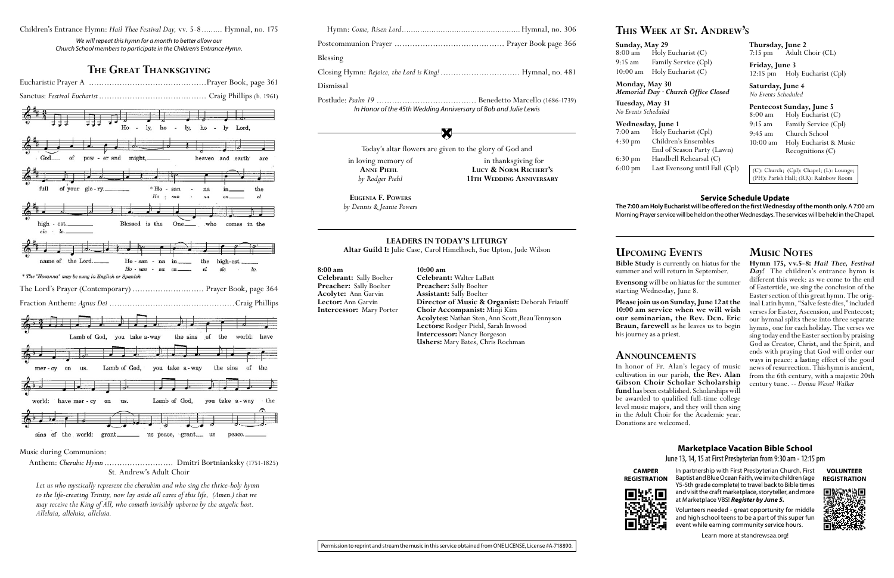Children's Entrance Hymn: *Hail Thee Festival Day,* vv. 5-8 ......... Hymnal, no. 175

*We will repeat this hymn for a month to better allow our Church School members to participate in the Children's Entrance Hymn.*

## The Great Thanksgiving

Eucharistic Prayer A ............................................. Prayer Book, page 361

Sanctus: *Festival Eucharist* .......................................... Craig Phillips (b. 1961)

Holy, holy, holy Lord, God of power and might, heaven and earth are full of your glory. *Hosanna in the highest. Blessed is the One who comes in the name of the Lord. Hosanna in the highest.

* The "Hosanna" may be sung in English or Spanish

The Lord's Prayer (Contemporary) ............................ Prayer Book, page 364

Fraction Anthem: *Agnus Dei* ................................................. Craig Phillips

Lamb of God, you take away the sins of the world: have mercy on us. Lamb of God, you take away the sins of the world: have mercy on us. Lamb of God, you take away the sins of the world: grant us peace, grant us peace.

Music during Communion:

Anthem: *Cherubic Hymn* ........................... Dmitri Bortniansky (1751-1825)
St. Andrew's Adult Choir

*Let us who mystically represent the cherubim and who sing the thrice-holy hymn to the life-creating Trinity, now lay aside all cares of this life, (Amen.) that we may receive the King of All, who cometh invisibly upborne by the angelic host. Alleluia, alleluia, alleluia.*

Hymn: *Come, Risen Lord* ................................................... Hymnal, no. 306

Postcommunion Prayer ........................................... Prayer Book page 366

Blessing

Closing Hymn: *Rejoice, the Lord is King!* ............................... Hymnal, no. 481

Dismissal

Postlude: *Psalm 19* ....................................... Benedetto Marcello (1686-1739)
*In Honor of the 45th Wedding Anniversary of Bob and Julie Lewis*

Today's altar flowers are given to the glory of God and

in loving memory of
**Anne Piehl**
*by Rodger Piehl*

**Eugenia F. Powers**
*by Dennis & Jeanie Powers*

in thanksgiving for
**Lucy & Norm Richert's 11th Wedding Anniversary**

### Leaders in Today's Liturgy

**Altar Guild I:** Julie Case, Carol Himelhoch, Sue Upton, Jude Wilson

**8:00 am**
**Celebrant:** Sally Boelter
**Preacher:** Sally Boelter
**Acolyte:** Ann Garvin
**Lector:** Ann Garvin
**Intercessor:** Mary Porter

**10:00 am**
**Celebrant:** Walter LaBatt
**Preacher:** Sally Boelter
**Assistant:** Sally Boelter
**Director of Music & Organist:** Deborah Friauff
**Choir Accompanist:** Minji Kim
**Acolytes:** Nathan Sten, Ann Scott, Beau Tennyson
**Lectors:** Rodger Piehl, Sarah Inwood
**Intercessor:** Nancy Borgeson
**Ushers:** Mary Bates, Chris Rochman

Permission to reprint and stream the music in this service obtained from ONE LICENSE, License #A-718890.

## This Week at St. Andrew's

**Sunday, May 29**
8:00 am Holy Eucharist (C)
9:15 am Family Service (Cpl)
10:00 am Holy Eucharist (C)

**Monday, May 30**
*Memorial Day · Church Office Closed*

**Tuesday, May 31**
*No Events Scheduled*

**Wednesday, June 1**
7:00 am Holy Eucharist (Cpl)
4:30 pm Children's Ensembles End of Season Party (Lawn)
6:30 pm Handbell Rehearsal (C)
6:00 pm Last Evensong until Fall (Cpl)

**Thursday, June 2**
7:15 pm Adult Choir (CL)

**Friday, June 3**
12:15 pm Holy Eucharist (Cpl)

**Saturday, June 4**
*No Events Scheduled*

**Pentecost Sunday, June 5**
8:00 am Holy Eucharist (C)
9:15 am Family Service (Cpl)
9:45 am Church School
10:00 am Holy Eucharist & Music Recognitions (C)

(C): Church; (Cpl): Chapel; (L): Lounge; (PH): Parish Hall; (RR): Rainbow Room

### Service Schedule Update

**The 7:00 am Holy Eucharist will be offered on the first Wednesday of the month only.** A 7:00 am Morning Prayer service will be held on the other Wednesdays. The services will be held in the Chapel.

## Upcoming Events

**Bible Study** is currently on hiatus for the summer and will return in September.

**Evensong** will be on hiatus for the summer starting Wednesday, June 8.

**Please join us on Sunday, June 12 at the 10:00 am service when we will wish our seminarian, the Rev. Dcn. Eric Braun, farewell** as he leaves us to begin his journey as a priest.

## Announcements

In honor of Fr. Alan's legacy of music cultivation in our parish, **the Rev. Alan Gibson Choir Scholar Scholarship fund** has been established. Scholarships will be awarded to qualified full-time college level music majors, and they will then sing in the Adult Choir for the Academic year. Donations are welcomed.

## Music Notes

**Hymn 175, vv.5-8:** ***Hail Thee, Festival Day!*** The children's entrance hymn is different this week: as we come to the end of Eastertide, we sing the conclusion of the Easter section of this great hymn. The original Latin hymn, "Salve feste dies," included verses for Easter, Ascension, and Pentecost; our hymnal splits these into three separate hymns, one for each holiday. The verses we sing today end the Easter section by praising God as Creator, Christ, and the Spirit, and ends with praying that God will order our ways in peace: a lasting effect of the good news of resurrection. This hymn is ancient, from the 6th century, with a majestic 20th century tune. *-- Donna Wessel Walker*

### Marketplace Vacation Bible School

June 13, 14, 15 at First Presbyterian from 9:30 am - 12:15 pm

**CAMPER REGISTRATION**

In partnership with First Presbyterian Church, First Baptist and Blue Ocean Faith, we invite children (age Y5-5th grade complete) to travel back to Bible times and visit the craft marketplace, storyteller, and more at Marketplace VBS! ***Register by June 5.***

Volunteers needed - great opportunity for middle and high school teens to be a part of this super fun event while earning community service hours.

**VOLUNTEER REGISTRATION**

Learn more at standrewsaa.org!